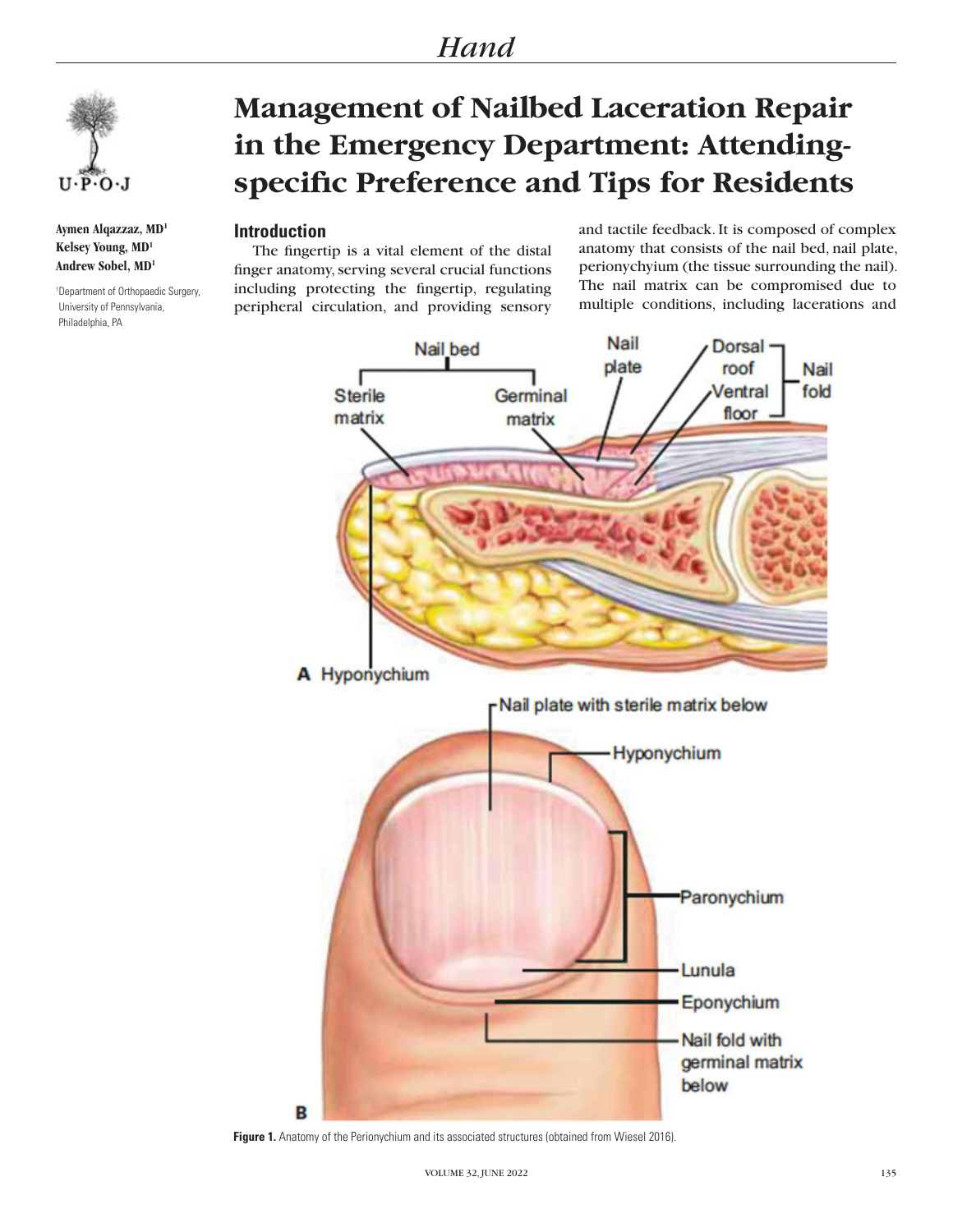# Management of Nailbed Laceration Repair in the Emergency Department: Attending-specific Preference and Tips for Residents

**Aymen Alqazzaz, MD[1]**
**Kelsey Young, MD[1]**
**Andrew Sobel, MD[1]**

[1]Department of Orthopaedic Surgery, University of Pennsylvania, Philadelphia, PA

## Introduction

The fingertip is a vital element of the distal finger anatomy, serving several crucial functions including protecting the fingertip, regulating peripheral circulation, and providing sensory and tactile feedback. It is composed of complex anatomy that consists of the nail bed, nail plate, perionychyium (the tissue surrounding the nail). The nail matrix can be compromised due to multiple conditions, including lacerations and

**Figure 1.** Anatomy of the Perionychium and its associated structures (obtained from Wiesel 2016).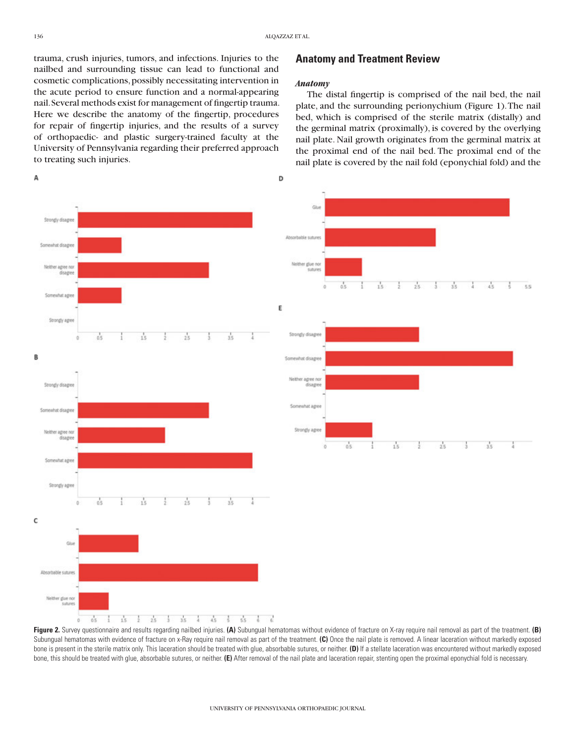trauma, crush injuries, tumors, and infections. Injuries to the nailbed and surrounding tissue can lead to functional and cosmetic complications, possibly necessitating intervention in the acute period to ensure function and a normal-appearing nail. Several methods exist for management of fingertip trauma. Here we describe the anatomy of the fingertip, procedures for repair of fingertip injuries, and the results of a survey of orthopaedic- and plastic surgery-trained faculty at the University of Pennsylvania regarding their preferred approach to treating such injuries.

## Anatomy and Treatment Review

### *Anatomy*

The distal fingertip is comprised of the nail bed, the nail plate, and the surrounding perionychium (Figure 1). The nail bed, which is comprised of the sterile matrix (distally) and the germinal matrix (proximally), is covered by the overlying nail plate. Nail growth originates from the germinal matrix at the proximal end of the nail bed. The proximal end of the nail plate is covered by the nail fold (eponychial fold) and the

**Figure 2.** Survey questionnaire and results regarding nailbed injuries. **(A)** Subungual hematomas without evidence of fracture on X-ray require nail removal as part of the treatment. **(B)** Subungual hematomas with evidence of fracture on x-Ray require nail removal as part of the treatment. **(C)** Once the nail plate is removed. A linear laceration without markedly exposed bone is present in the sterile matrix only. This laceration should be treated with glue, absorbable sutures, or neither. **(D)** If a stellate laceration was encountered without markedly exposed bone, this should be treated with glue, absorbable sutures, or neither. **(E)** After removal of the nail plate and laceration repair, stenting open the proximal eponychial fold is necessary.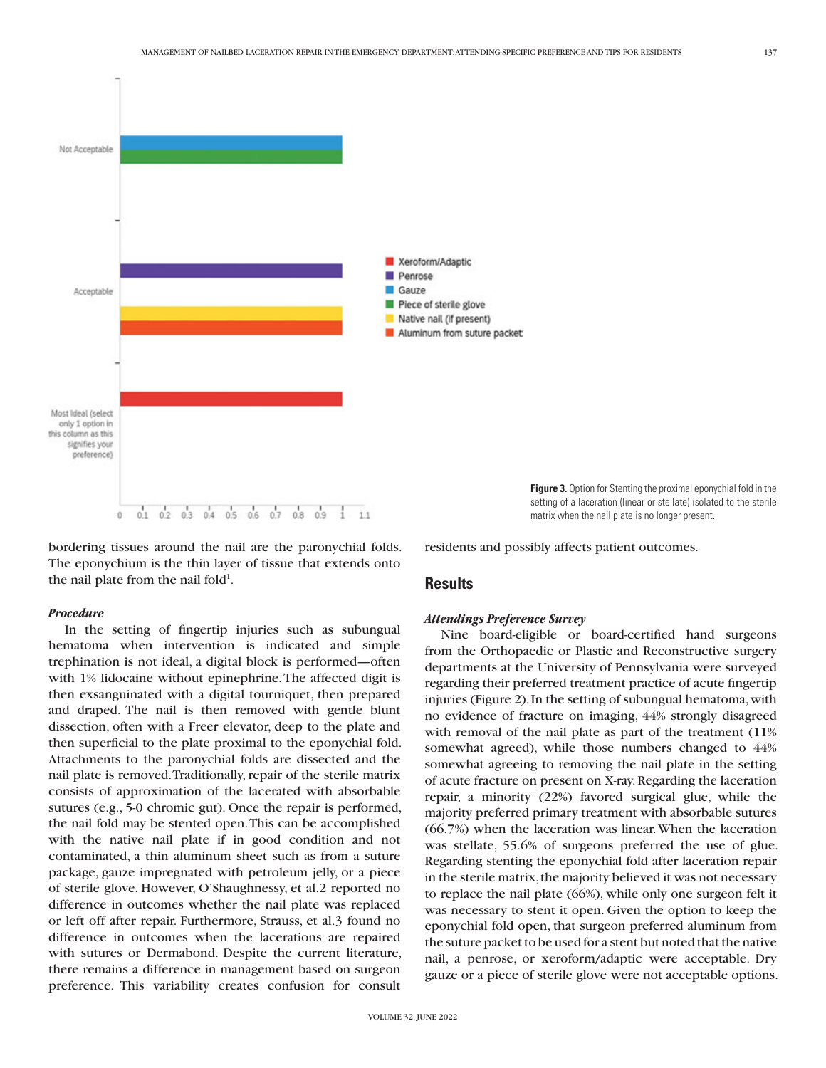Figure 3. Option for Stenting the proximal eponychial fold in the setting of a laceration (linear or stellate) isolated to the sterile matrix when the nail plate is no longer present.

bordering tissues around the nail are the paronychial folds. The eponychium is the thin layer of tissue that extends onto the nail plate from the nail fold[1].

### *Procedure*

In the setting of fingertip injuries such as subungual hematoma when intervention is indicated and simple trephination is not ideal, a digital block is performed—often with 1% lidocaine without epinephrine. The affected digit is then exsanguinated with a digital tourniquet, then prepared and draped. The nail is then removed with gentle blunt dissection, often with a Freer elevator, deep to the plate and then superficial to the plate proximal to the eponychial fold. Attachments to the paronychial folds are dissected and the nail plate is removed. Traditionally, repair of the sterile matrix consists of approximation of the lacerated with absorbable sutures (e.g., 5-0 chromic gut). Once the repair is performed, the nail fold may be stented open. This can be accomplished with the native nail plate if in good condition and not contaminated, a thin aluminum sheet such as from a suture package, gauze impregnated with petroleum jelly, or a piece of sterile glove. However, O'Shaughnessy, et al.2 reported no difference in outcomes whether the nail plate was replaced or left off after repair. Furthermore, Strauss, et al.3 found no difference in outcomes when the lacerations are repaired with sutures or Dermabond. Despite the current literature, there remains a difference in management based on surgeon preference. This variability creates confusion for consult residents and possibly affects patient outcomes.

## Results

### *Attendings Preference Survey*

Nine board-eligible or board-certified hand surgeons from the Orthopaedic or Plastic and Reconstructive surgery departments at the University of Pennsylvania were surveyed regarding their preferred treatment practice of acute fingertip injuries (Figure 2). In the setting of subungual hematoma, with no evidence of fracture on imaging, 44% strongly disagreed with removal of the nail plate as part of the treatment (11% somewhat agreed), while those numbers changed to 44% somewhat agreeing to removing the nail plate in the setting of acute fracture on present on X-ray. Regarding the laceration repair, a minority (22%) favored surgical glue, while the majority preferred primary treatment with absorbable sutures (66.7%) when the laceration was linear. When the laceration was stellate, 55.6% of surgeons preferred the use of glue. Regarding stenting the eponychial fold after laceration repair in the sterile matrix, the majority believed it was not necessary to replace the nail plate (66%), while only one surgeon felt it was necessary to stent it open. Given the option to keep the eponychial fold open, that surgeon preferred aluminum from the suture packet to be used for a stent but noted that the native nail, a penrose, or xeroform/adaptic were acceptable. Dry gauze or a piece of sterile glove were not acceptable options.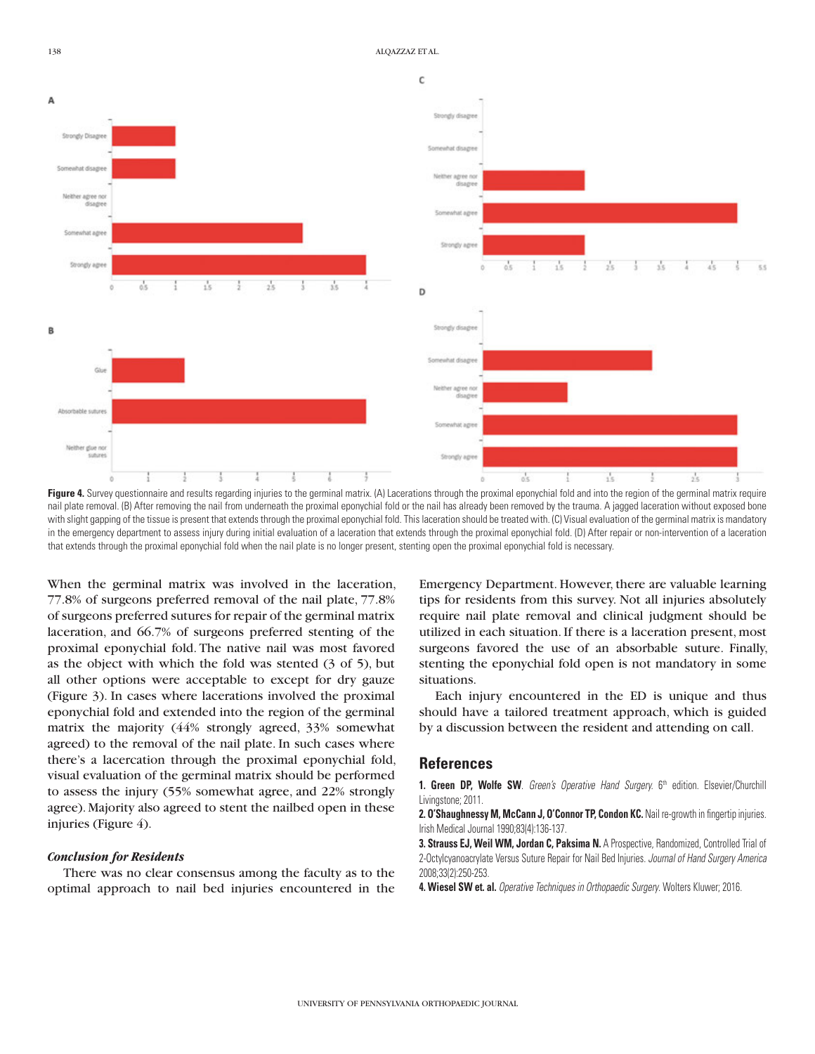A

Strongly Disagree

Somewhat disagree

Neither agree nor disagree

Somewhat agree

Strongly agree

0 0.5 1 1.5 2 2.5 3 3.5 4

B

Glue

Absorbable sutures

Neither glue nor sutures

0 1 2 3 4 5 6 7

C

Strongly disagree

Somewhat disagree

Neither agree nor disagree

Somewhat agree

Strongly agree

0 0.5 1 1.5 2 2.5 3 3.5 4 4.5 5 5.5

D

Strongly disagree

Somewhat disagree

Neither agree nor disagree

Somewhat agree

Strongly agree

0 0.5 1 1.5 2 2.5 3

**Figure 4.** Survey questionnaire and results regarding injuries to the germinal matrix. (A) Lacerations through the proximal eponychial fold and into the region of the germinal matrix require nail plate removal. (B) After removing the nail from underneath the proximal eponychial fold or the nail has already been removed by the trauma. A jagged laceration without exposed bone with slight gapping of the tissue is present that extends through the proximal eponychial fold. This laceration should be treated with. (C) Visual evaluation of the germinal matrix is mandatory in the emergency department to assess injury during initial evaluation of a laceration that extends through the proximal eponychial fold. (D) After repair or non-intervention of a laceration that extends through the proximal eponychial fold when the nail plate is no longer present, stenting open the proximal eponychial fold is necessary.

When the germinal matrix was involved in the laceration, 77.8% of surgeons preferred removal of the nail plate, 77.8% of surgeons preferred sutures for repair of the germinal matrix laceration, and 66.7% of surgeons preferred stenting of the proximal eponychial fold. The native nail was most favored as the object with which the fold was stented (3 of 5), but all other options were acceptable to except for dry gauze (Figure 3). In cases where lacerations involved the proximal eponychial fold and extended into the region of the germinal matrix the majority (44% strongly agreed, 33% somewhat agreed) to the removal of the nail plate. In such cases where there's a lacercation through the proximal eponychial fold, visual evaluation of the germinal matrix should be performed to assess the injury (55% somewhat agree, and 22% strongly agree). Majority also agreed to stent the nailbed open in these injuries (Figure 4).

### *Conclusion for Residents*

There was no clear consensus among the faculty as to the optimal approach to nail bed injuries encountered in the Emergency Department. However, there are valuable learning tips for residents from this survey. Not all injuries absolutely require nail plate removal and clinical judgment should be utilized in each situation. If there is a laceration present, most surgeons favored the use of an absorbable suture. Finally, stenting the eponychial fold open is not mandatory in some situations.

Each injury encountered in the ED is unique and thus should have a tailored treatment approach, which is guided by a discussion between the resident and attending on call.

## References

1. **Green DP, Wolfe SW**. *Green's Operative Hand Surgery*. 6th edition. Elsevier/Churchill Livingstone; 2011.
2. **O'Shaughnessy M, McCann J, O'Connor TP, Condon KC.** Nail re-growth in fingertip injuries. Irish Medical Journal 1990;83(4):136-137.
3. **Strauss EJ, Weil WM, Jordan C, Paksima N.** A Prospective, Randomized, Controlled Trial of 2-Octylcyanoacrylate Versus Suture Repair for Nail Bed Injuries. *Journal of Hand Surgery America* 2008;33(2):250-253.
4. **Wiesel SW et. al.** *Operative Techniques in Orthopaedic Surgery.* Wolters Kluwer; 2016.